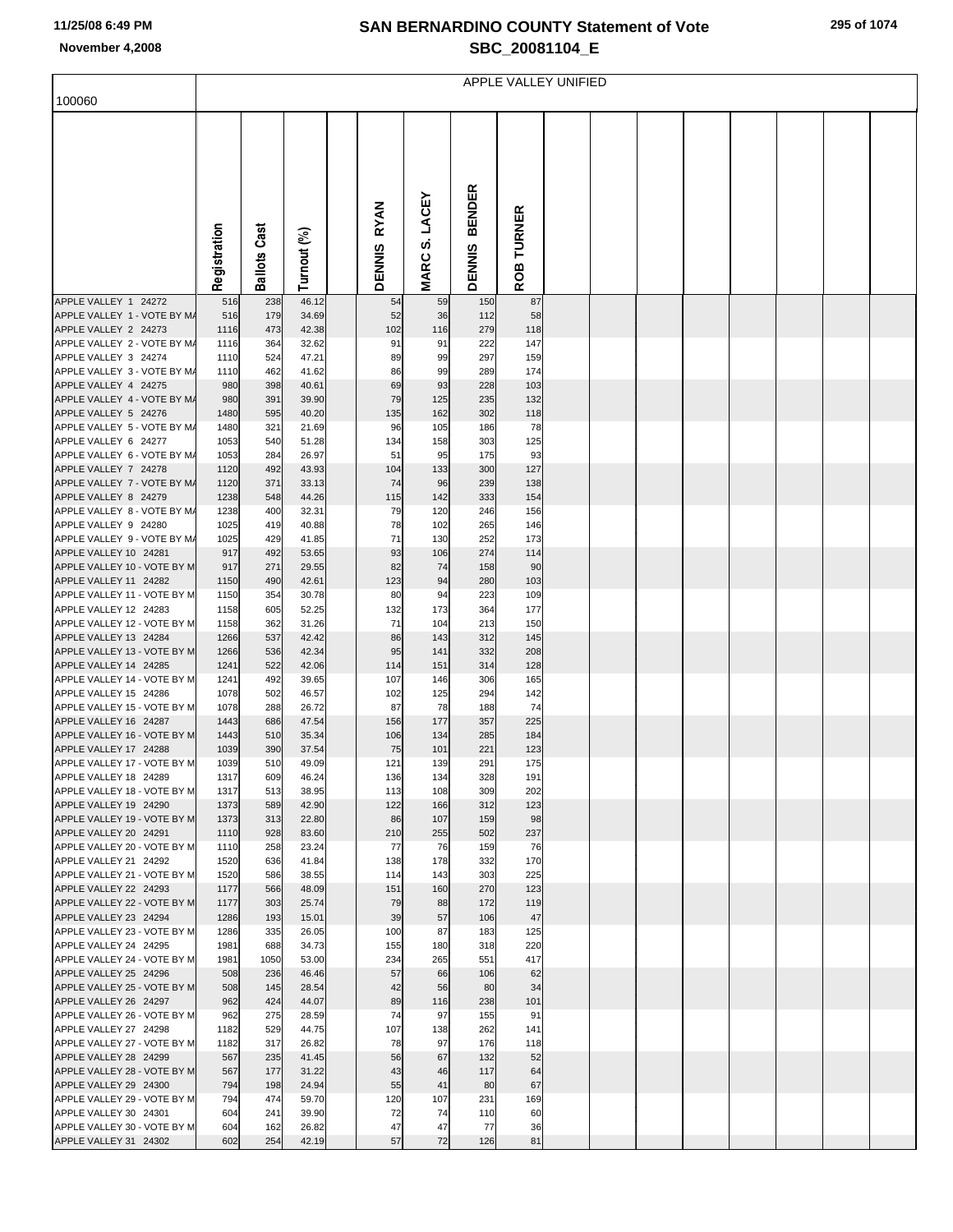# SAN BERNARDINO COUNTY Statement of Vote
## SBC_20081104_E

November 4,2008

100060

APPLE VALLEY UNIFIED

| | Registration | Ballots Cast | Turnout (%) | | DENNIS RYAN | MARC S. LACEY | DENNIS BENDER | ROB TURNER |
|---|---|---|---|---|---|---|---|---|
| APPLE VALLEY 1 24272 | 516 | 238 | 46.12 | | 54 | 59 | 150 | 87 |
| APPLE VALLEY 1 - VOTE BY MA | 516 | 179 | 34.69 | | 52 | 36 | 112 | 58 |
| APPLE VALLEY 2 24273 | 1116 | 473 | 42.38 | | 102 | 116 | 279 | 118 |
| APPLE VALLEY 2 - VOTE BY MA | 1116 | 364 | 32.62 | | 91 | 91 | 222 | 147 |
| APPLE VALLEY 3 24274 | 1110 | 524 | 47.21 | | 89 | 99 | 297 | 159 |
| APPLE VALLEY 3 - VOTE BY MA | 1110 | 462 | 41.62 | | 86 | 99 | 289 | 174 |
| APPLE VALLEY 4 24275 | 980 | 398 | 40.61 | | 69 | 93 | 228 | 103 |
| APPLE VALLEY 4 - VOTE BY MA | 980 | 391 | 39.90 | | 79 | 125 | 235 | 132 |
| APPLE VALLEY 5 24276 | 1480 | 595 | 40.20 | | 135 | 162 | 302 | 118 |
| APPLE VALLEY 5 - VOTE BY MA | 1480 | 321 | 21.69 | | 96 | 105 | 186 | 78 |
| APPLE VALLEY 6 24277 | 1053 | 540 | 51.28 | | 134 | 158 | 303 | 125 |
| APPLE VALLEY 6 - VOTE BY MA | 1053 | 284 | 26.97 | | 51 | 95 | 175 | 93 |
| APPLE VALLEY 7 24278 | 1120 | 492 | 43.93 | | 104 | 133 | 300 | 127 |
| APPLE VALLEY 7 - VOTE BY MA | 1120 | 371 | 33.13 | | 74 | 96 | 239 | 138 |
| APPLE VALLEY 8 24279 | 1238 | 548 | 44.26 | | 115 | 142 | 333 | 154 |
| APPLE VALLEY 8 - VOTE BY MA | 1238 | 400 | 32.31 | | 79 | 120 | 246 | 156 |
| APPLE VALLEY 9 24280 | 1025 | 419 | 40.88 | | 78 | 102 | 265 | 146 |
| APPLE VALLEY 9 - VOTE BY MA | 1025 | 429 | 41.85 | | 71 | 130 | 252 | 173 |
| APPLE VALLEY 10 24281 | 917 | 492 | 53.65 | | 93 | 106 | 274 | 114 |
| APPLE VALLEY 10 - VOTE BY M | 917 | 271 | 29.55 | | 82 | 74 | 158 | 90 |
| APPLE VALLEY 11 24282 | 1150 | 490 | 42.61 | | 123 | 94 | 280 | 103 |
| APPLE VALLEY 11 - VOTE BY M | 1150 | 354 | 30.78 | | 80 | 94 | 223 | 109 |
| APPLE VALLEY 12 24283 | 1158 | 605 | 52.25 | | 132 | 173 | 364 | 177 |
| APPLE VALLEY 12 - VOTE BY M | 1158 | 362 | 31.26 | | 71 | 104 | 213 | 150 |
| APPLE VALLEY 13 24284 | 1266 | 537 | 42.42 | | 86 | 143 | 312 | 145 |
| APPLE VALLEY 13 - VOTE BY M | 1266 | 536 | 42.34 | | 95 | 141 | 332 | 208 |
| APPLE VALLEY 14 24285 | 1241 | 522 | 42.06 | | 114 | 151 | 314 | 128 |
| APPLE VALLEY 14 - VOTE BY M | 1241 | 492 | 39.65 | | 107 | 146 | 306 | 165 |
| APPLE VALLEY 15 24286 | 1078 | 502 | 46.57 | | 102 | 125 | 294 | 142 |
| APPLE VALLEY 15 - VOTE BY M | 1078 | 288 | 26.72 | | 87 | 78 | 188 | 74 |
| APPLE VALLEY 16 24287 | 1443 | 686 | 47.54 | | 156 | 177 | 357 | 225 |
| APPLE VALLEY 16 - VOTE BY M | 1443 | 510 | 35.34 | | 106 | 134 | 285 | 184 |
| APPLE VALLEY 17 24288 | 1039 | 390 | 37.54 | | 75 | 101 | 221 | 123 |
| APPLE VALLEY 17 - VOTE BY M | 1039 | 510 | 49.09 | | 121 | 139 | 291 | 175 |
| APPLE VALLEY 18 24289 | 1317 | 609 | 46.24 | | 136 | 134 | 328 | 191 |
| APPLE VALLEY 18 - VOTE BY M | 1317 | 513 | 38.95 | | 113 | 108 | 309 | 202 |
| APPLE VALLEY 19 24290 | 1373 | 589 | 42.90 | | 122 | 166 | 312 | 123 |
| APPLE VALLEY 19 - VOTE BY M | 1373 | 313 | 22.80 | | 86 | 107 | 159 | 98 |
| APPLE VALLEY 20 24291 | 1110 | 928 | 83.60 | | 210 | 255 | 502 | 237 |
| APPLE VALLEY 20 - VOTE BY M | 1110 | 258 | 23.24 | | 77 | 76 | 159 | 76 |
| APPLE VALLEY 21 24292 | 1520 | 636 | 41.84 | | 138 | 178 | 332 | 170 |
| APPLE VALLEY 21 - VOTE BY M | 1520 | 586 | 38.55 | | 114 | 143 | 303 | 225 |
| APPLE VALLEY 22 24293 | 1177 | 566 | 48.09 | | 151 | 160 | 270 | 123 |
| APPLE VALLEY 22 - VOTE BY M | 1177 | 303 | 25.74 | | 79 | 88 | 172 | 119 |
| APPLE VALLEY 23 24294 | 1286 | 193 | 15.01 | | 39 | 57 | 106 | 47 |
| APPLE VALLEY 23 - VOTE BY M | 1286 | 335 | 26.05 | | 100 | 87 | 183 | 125 |
| APPLE VALLEY 24 24295 | 1981 | 688 | 34.73 | | 155 | 180 | 318 | 220 |
| APPLE VALLEY 24 - VOTE BY M | 1981 | 1050 | 53.00 | | 234 | 265 | 551 | 417 |
| APPLE VALLEY 25 24296 | 508 | 236 | 46.46 | | 57 | 66 | 106 | 62 |
| APPLE VALLEY 25 - VOTE BY M | 508 | 145 | 28.54 | | 42 | 56 | 80 | 34 |
| APPLE VALLEY 26 24297 | 962 | 424 | 44.07 | | 89 | 116 | 238 | 101 |
| APPLE VALLEY 26 - VOTE BY M | 962 | 275 | 28.59 | | 74 | 97 | 155 | 91 |
| APPLE VALLEY 27 24298 | 1182 | 529 | 44.75 | | 107 | 138 | 262 | 141 |
| APPLE VALLEY 27 - VOTE BY M | 1182 | 317 | 26.82 | | 78 | 97 | 176 | 118 |
| APPLE VALLEY 28 24299 | 567 | 235 | 41.45 | | 56 | 67 | 132 | 52 |
| APPLE VALLEY 28 - VOTE BY M | 567 | 177 | 31.22 | | 43 | 46 | 117 | 64 |
| APPLE VALLEY 29 24300 | 794 | 198 | 24.94 | | 55 | 41 | 80 | 67 |
| APPLE VALLEY 29 - VOTE BY M | 794 | 474 | 59.70 | | 120 | 107 | 231 | 169 |
| APPLE VALLEY 30 24301 | 604 | 241 | 39.90 | | 72 | 74 | 110 | 60 |
| APPLE VALLEY 30 - VOTE BY M | 604 | 162 | 26.82 | | 47 | 47 | 77 | 36 |
| APPLE VALLEY 31 24302 | 602 | 254 | 42.19 | | 57 | 72 | 126 | 81 |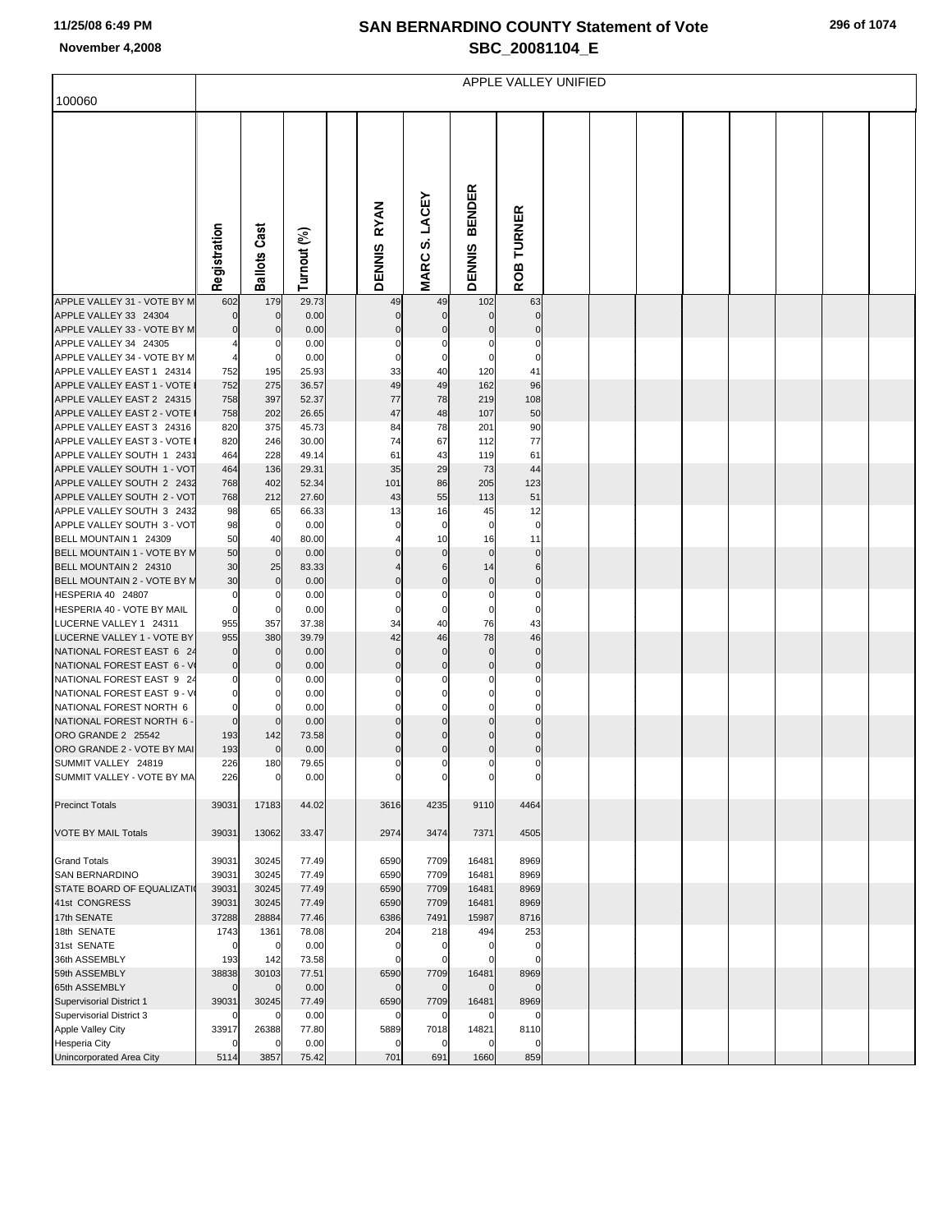# SAN BERNARDINO COUNTY Statement of Vote
## SBC_20081104_E

November 4,2008

**APPLE VALLEY UNIFIED**

| 100060 | Registration | Ballots Cast | Turnout (%) | | DENNIS RYAN | MARC S. LACEY | DENNIS BENDER | ROB TURNER |
|---|---|---|---|---|---|---|---|---|
| APPLE VALLEY 31 - VOTE BY M | 602 | 179 | 29.73 | | 49 | 49 | 102 | 63 |
| APPLE VALLEY 33 24304 | 0 | 0 | 0.00 | | 0 | 0 | 0 | 0 |
| APPLE VALLEY 33 - VOTE BY M | 0 | 0 | 0.00 | | 0 | 0 | 0 | 0 |
| APPLE VALLEY 34 24305 | 4 | 0 | 0.00 | | 0 | 0 | 0 | 0 |
| APPLE VALLEY 34 - VOTE BY M | 4 | 0 | 0.00 | | 0 | 0 | 0 | 0 |
| APPLE VALLEY EAST 1 24314 | 752 | 195 | 25.93 | | 33 | 40 | 120 | 41 |
| APPLE VALLEY EAST 1 - VOTE | 752 | 275 | 36.57 | | 49 | 49 | 162 | 96 |
| APPLE VALLEY EAST 2 24315 | 758 | 397 | 52.37 | | 77 | 78 | 219 | 108 |
| APPLE VALLEY EAST 2 - VOTE | 758 | 202 | 26.65 | | 47 | 48 | 107 | 50 |
| APPLE VALLEY EAST 3 24316 | 820 | 375 | 45.73 | | 84 | 78 | 201 | 90 |
| APPLE VALLEY EAST 3 - VOTE | 820 | 246 | 30.00 | | 74 | 67 | 112 | 77 |
| APPLE VALLEY SOUTH 1 2431 | 464 | 228 | 49.14 | | 61 | 43 | 119 | 61 |
| APPLE VALLEY SOUTH 1 - VOT | 464 | 136 | 29.31 | | 35 | 29 | 73 | 44 |
| APPLE VALLEY SOUTH 2 2432 | 768 | 402 | 52.34 | | 101 | 86 | 205 | 123 |
| APPLE VALLEY SOUTH 2 - VOT | 768 | 212 | 27.60 | | 43 | 55 | 113 | 51 |
| APPLE VALLEY SOUTH 3 2432 | 98 | 65 | 66.33 | | 13 | 16 | 45 | 12 |
| APPLE VALLEY SOUTH 3 - VOT | 98 | 0 | 0.00 | | 0 | 0 | 0 | 0 |
| BELL MOUNTAIN 1 24309 | 50 | 40 | 80.00 | | 4 | 10 | 16 | 11 |
| BELL MOUNTAIN 1 - VOTE BY M | 50 | 0 | 0.00 | | 0 | 0 | 0 | 0 |
| BELL MOUNTAIN 2 24310 | 30 | 25 | 83.33 | | 4 | 6 | 14 | 6 |
| BELL MOUNTAIN 2 - VOTE BY M | 30 | 0 | 0.00 | | 0 | 0 | 0 | 0 |
| HESPERIA 40 24807 | 0 | 0 | 0.00 | | 0 | 0 | 0 | 0 |
| HESPERIA 40 - VOTE BY MAIL | 0 | 0 | 0.00 | | 0 | 0 | 0 | 0 |
| LUCERNE VALLEY 1 24311 | 955 | 357 | 37.38 | | 34 | 40 | 76 | 43 |
| LUCERNE VALLEY 1 - VOTE BY | 955 | 380 | 39.79 | | 42 | 46 | 78 | 46 |
| NATIONAL FOREST EAST 6 24 | 0 | 0 | 0.00 | | 0 | 0 | 0 | 0 |
| NATIONAL FOREST EAST 6 - V | 0 | 0 | 0.00 | | 0 | 0 | 0 | 0 |
| NATIONAL FOREST EAST 9 24 | 0 | 0 | 0.00 | | 0 | 0 | 0 | 0 |
| NATIONAL FOREST EAST 9 - V | 0 | 0 | 0.00 | | 0 | 0 | 0 | 0 |
| NATIONAL FOREST NORTH 6 | 0 | 0 | 0.00 | | 0 | 0 | 0 | 0 |
| NATIONAL FOREST NORTH 6 - | 0 | 0 | 0.00 | | 0 | 0 | 0 | 0 |
| ORO GRANDE 2 25542 | 193 | 142 | 73.58 | | 0 | 0 | 0 | 0 |
| ORO GRANDE 2 - VOTE BY MAI | 193 | 0 | 0.00 | | 0 | 0 | 0 | 0 |
| SUMMIT VALLEY 24819 | 226 | 180 | 79.65 | | 0 | 0 | 0 | 0 |
| SUMMIT VALLEY - VOTE BY MA | 226 | 0 | 0.00 | | 0 | 0 | 0 | 0 |
| Precinct Totals | 39031 | 17183 | 44.02 | | 3616 | 4235 | 9110 | 4464 |
| VOTE BY MAIL Totals | 39031 | 13062 | 33.47 | | 2974 | 3474 | 7371 | 4505 |
| Grand Totals | 39031 | 30245 | 77.49 | | 6590 | 7709 | 16481 | 8969 |
| SAN BERNARDINO | 39031 | 30245 | 77.49 | | 6590 | 7709 | 16481 | 8969 |
| STATE BOARD OF EQUALIZATI | 39031 | 30245 | 77.49 | | 6590 | 7709 | 16481 | 8969 |
| 41st CONGRESS | 39031 | 30245 | 77.49 | | 6590 | 7709 | 16481 | 8969 |
| 17th SENATE | 37288 | 28884 | 77.46 | | 6386 | 7491 | 15987 | 8716 |
| 18th SENATE | 1743 | 1361 | 78.08 | | 204 | 218 | 494 | 253 |
| 31st SENATE | 0 | 0 | 0.00 | | 0 | 0 | 0 | 0 |
| 36th ASSEMBLY | 193 | 142 | 73.58 | | 0 | 0 | 0 | 0 |
| 59th ASSEMBLY | 38838 | 30103 | 77.51 | | 6590 | 7709 | 16481 | 8969 |
| 65th ASSEMBLY | 0 | 0 | 0.00 | | 0 | 0 | 0 | 0 |
| Supervisorial District 1 | 39031 | 30245 | 77.49 | | 6590 | 7709 | 16481 | 8969 |
| Supervisorial District 3 | 0 | 0 | 0.00 | | 0 | 0 | 0 | 0 |
| Apple Valley City | 33917 | 26388 | 77.80 | | 5889 | 7018 | 14821 | 8110 |
| Hesperia City | 0 | 0 | 0.00 | | 0 | 0 | 0 | 0 |
| Unincorporated Area City | 5114 | 3857 | 75.42 | | 701 | 691 | 1660 | 859 |